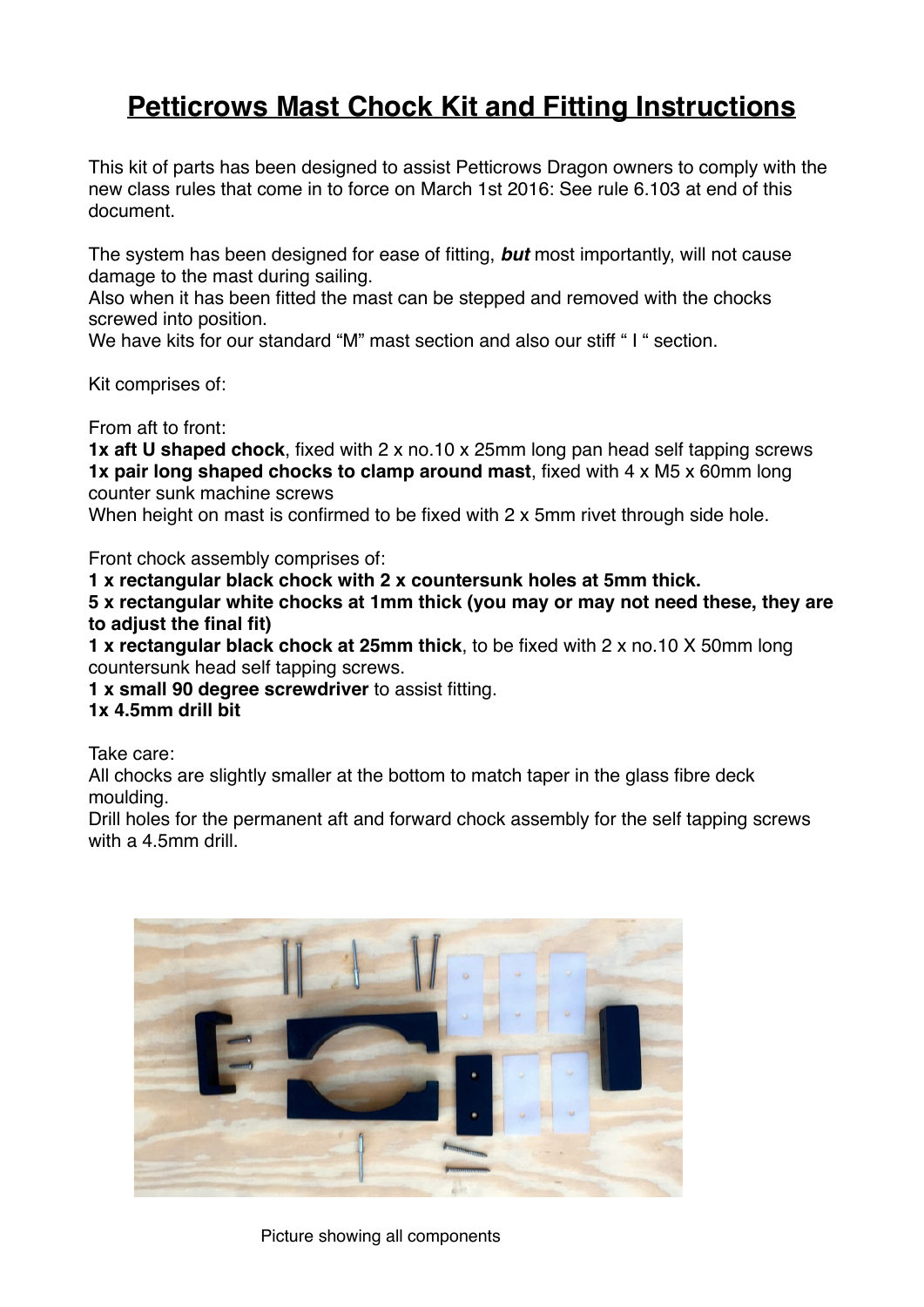# Petticrows Mast Chock Kit and Fitting Instructions

This kit of parts has been designed to assist Petticrows Dragon owners to comply with the new class rules that come in to force on March 1st 2016: See rule 6.103 at end of this document.

The system has been designed for ease of fitting, ***but*** most importantly, will not cause damage to the mast during sailing.
Also when it has been fitted the mast can be stepped and removed with the chocks screwed into position.
We have kits for our standard “M” mast section and also our stiff “ I “ section.

Kit comprises of:

From aft to front:
**1x aft U shaped chock**, fixed with 2 x no.10 x 25mm long pan head self tapping screws
**1x pair long shaped chocks to clamp around mast**, fixed with 4 x M5 x 60mm long counter sunk machine screws
When height on mast is confirmed to be fixed with 2 x 5mm rivet through side hole.

Front chock assembly comprises of:
**1 x rectangular black chock with 2 x countersunk holes at 5mm thick.**
**5 x rectangular white chocks at 1mm thick (you may or may not need these, they are to adjust the final fit)**
**1 x rectangular black chock at 25mm thick**, to be fixed with 2 x no.10 X 50mm long countersunk head self tapping screws.
**1 x small 90 degree screwdriver** to assist fitting.
**1x 4.5mm drill bit**

Take care:
All chocks are slightly smaller at the bottom to match taper in the glass fibre deck moulding.
Drill holes for the permanent aft and forward chock assembly for the self tapping screws with a 4.5mm drill.

Picture showing all components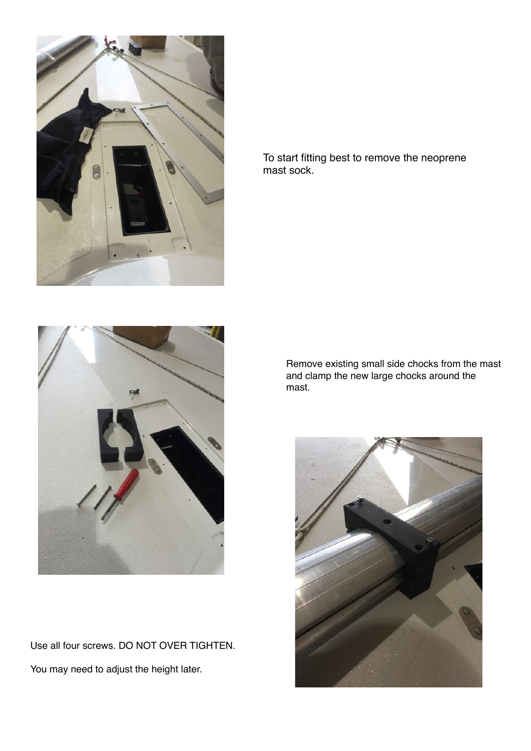To start fitting best to remove the neoprene mast sock.

Remove existing small side chocks from the mast and clamp the new large chocks around the mast.

Use all four screws. DO NOT OVER TIGHTEN.

You may need to adjust the height later.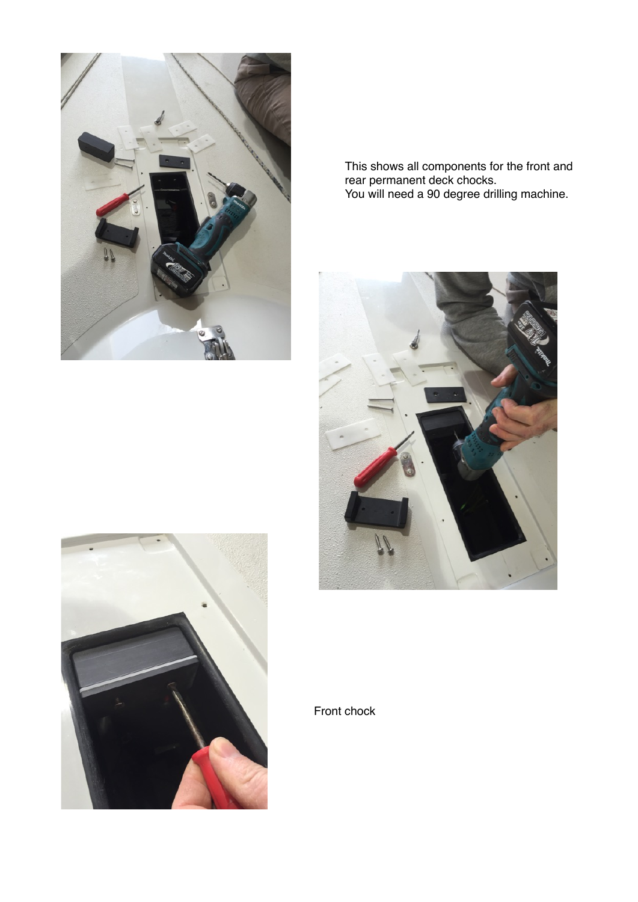This shows all components for the front and rear permanent deck chocks.
You will need a 90 degree drilling machine.

Front chock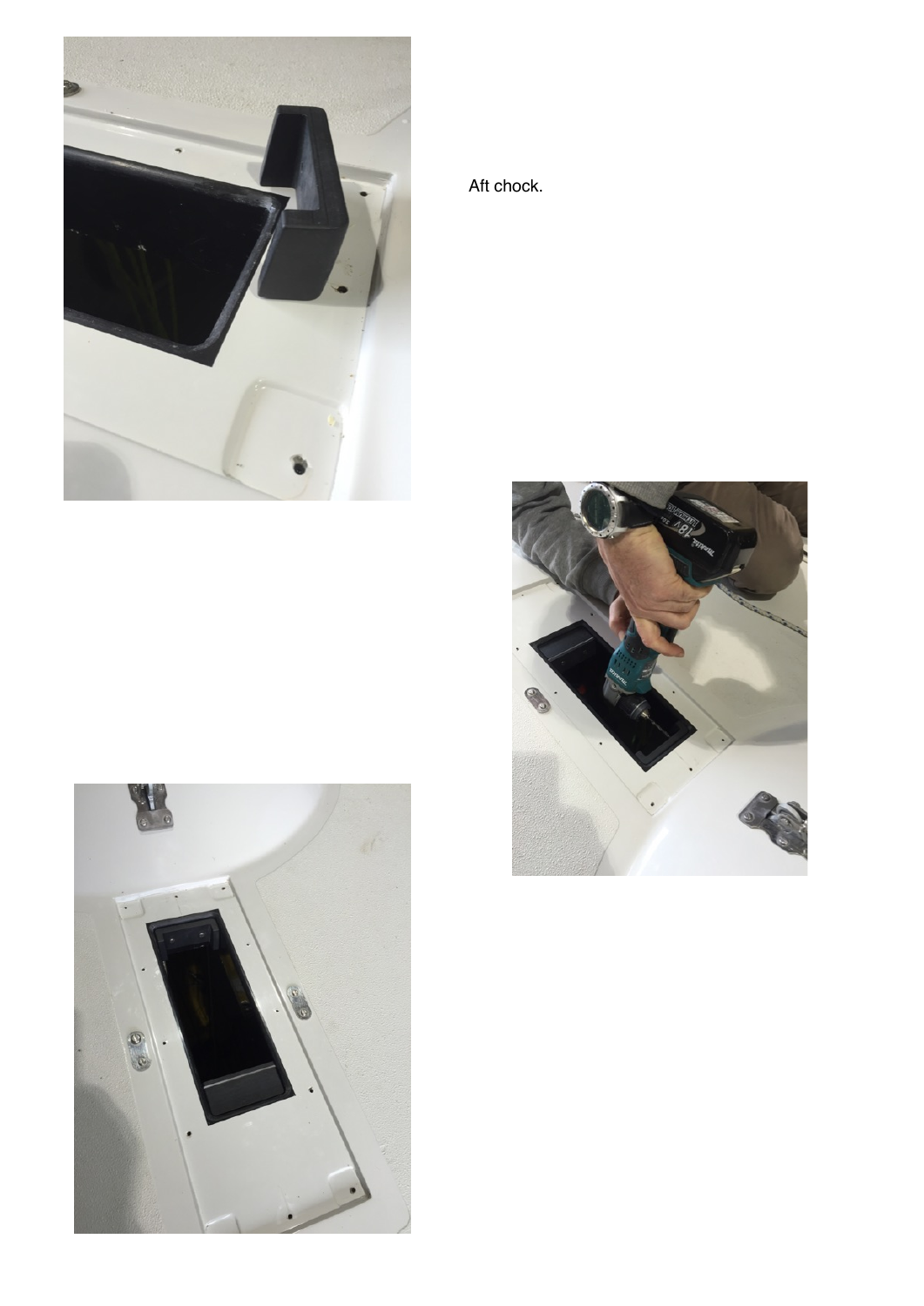Aft chock.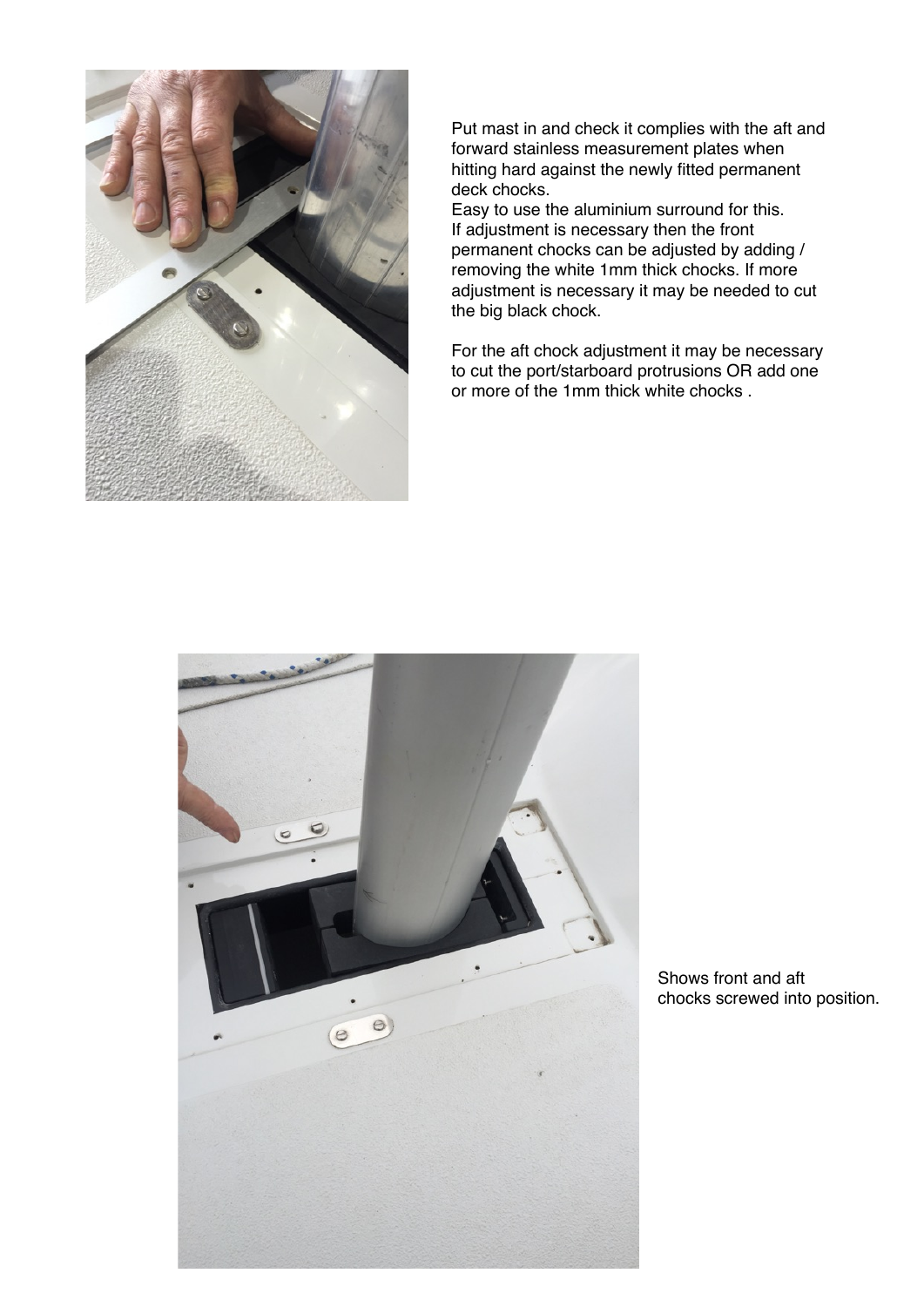Put mast in and check it complies with the aft and forward stainless measurement plates when hitting hard against the newly fitted permanent deck chocks.
Easy to use the aluminium surround for this.
If adjustment is necessary then the front permanent chocks can be adjusted by adding / removing the white 1mm thick chocks. If more adjustment is necessary it may be needed to cut the big black chock.

For the aft chock adjustment it may be necessary to cut the port/starboard protrusions OR add one or more of the 1mm thick white chocks .

Shows front and aft chocks screwed into position.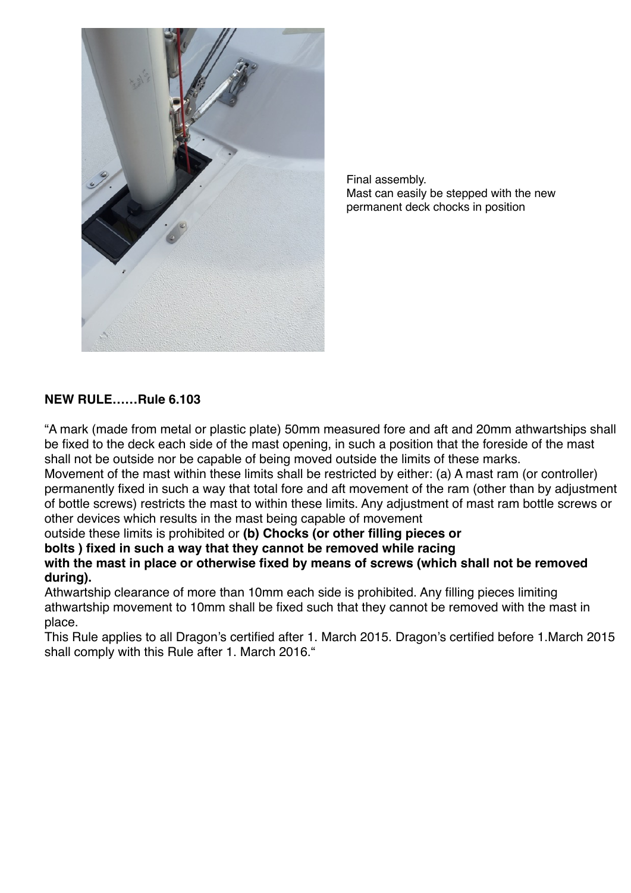Final assembly.
Mast can easily be stepped with the new permanent deck chocks in position

**NEW RULE……Rule 6.103**

“A mark (made from metal or plastic plate) 50mm measured fore and aft and 20mm athwartships shall be fixed to the deck each side of the mast opening, in such a position that the foreside of the mast shall not be outside nor be capable of being moved outside the limits of these marks.
Movement of the mast within these limits shall be restricted by either: (a) A mast ram (or controller) permanently fixed in such a way that total fore and aft movement of the ram (other than by adjustment of bottle screws) restricts the mast to within these limits. Any adjustment of mast ram bottle screws or other devices which results in the mast being capable of movement
outside these limits is prohibited or **(b) Chocks (or other filling pieces or bolts ) fixed in such a way that they cannot be removed while racing with the mast in place or otherwise fixed by means of screws (which shall not be removed during).**
Athwartship clearance of more than 10mm each side is prohibited. Any filling pieces limiting athwartship movement to 10mm shall be fixed such that they cannot be removed with the mast in place.
This Rule applies to all Dragon’s certified after 1. March 2015. Dragon’s certified before 1.March 2015 shall comply with this Rule after 1. March 2016.“